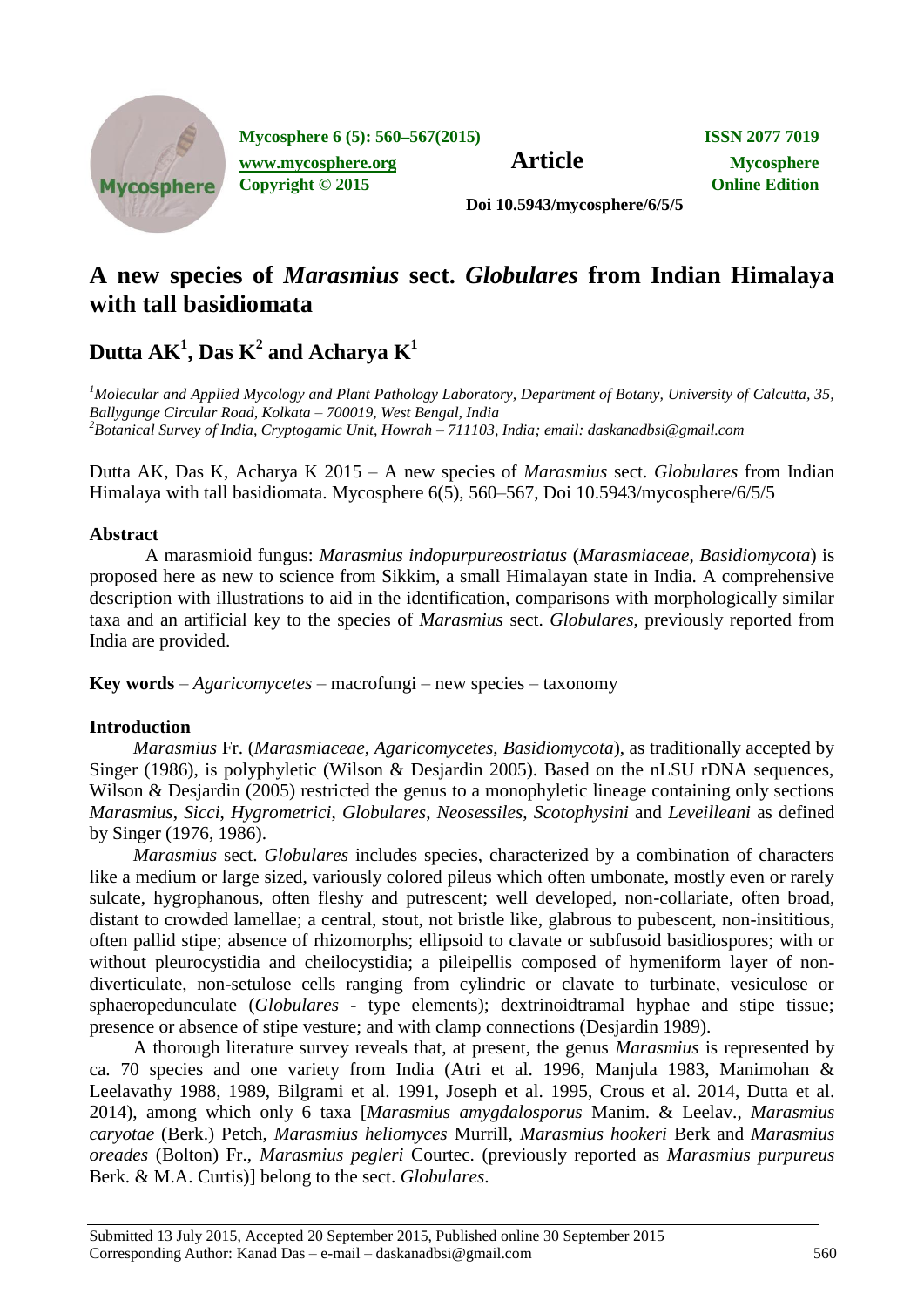# A new species of *Marasmius* sect. *Globulares* from Indian Himalaya with tall basidiomata

## Dutta AK[1], Das K[2] and Acharya K[1]

[1]*Molecular and Applied Mycology and Plant Pathology Laboratory, Department of Botany, University of Calcutta, 35, Ballygunge Circular Road, Kolkata – 700019, West Bengal, India*
[2]*Botanical Survey of India, Cryptogamic Unit, Howrah – 711103, India; email: daskanadbsi@gmail.com*

Dutta AK, Das K, Acharya K 2015 – A new species of *Marasmius* sect. *Globulares* from Indian Himalaya with tall basidiomata. Mycosphere 6(5), 560–567, Doi 10.5943/mycosphere/6/5/5

### Abstract

A marasmioid fungus: *Marasmius indopurpureostriatus* (*Marasmiaceae*, *Basidiomycota*) is proposed here as new to science from Sikkim, a small Himalayan state in India. A comprehensive description with illustrations to aid in the identification, comparisons with morphologically similar taxa and an artificial key to the species of *Marasmius* sect. *Globulares*, previously reported from India are provided.

**Key words** – *Agaricomycetes* – macrofungi – new species – taxonomy

### Introduction

*Marasmius* Fr. (*Marasmiaceae*, *Agaricomycetes*, *Basidiomycota*), as traditionally accepted by Singer (1986), is polyphyletic (Wilson & Desjardin 2005). Based on the nLSU rDNA sequences, Wilson & Desjardin (2005) restricted the genus to a monophyletic lineage containing only sections *Marasmius*, *Sicci*, *Hygrometrici*, *Globulares*, *Neosessiles*, *Scotophysini* and *Leveilleani* as defined by Singer (1976, 1986).

*Marasmius* sect. *Globulares* includes species, characterized by a combination of characters like a medium or large sized, variously colored pileus which often umbonate, mostly even or rarely sulcate, hygrophanous, often fleshy and putrescent; well developed, non-collariate, often broad, distant to crowded lamellae; a central, stout, not bristle like, glabrous to pubescent, non-insititious, often pallid stipe; absence of rhizomorphs; ellipsoid to clavate or subfusoid basidiospores; with or without pleurocystidia and cheilocystidia; a pileipellis composed of hymeniform layer of non-diverticulate, non-setulose cells ranging from cylindric or clavate to turbinate, vesiculose or sphaeropedunculate (*Globulares* - type elements); dextrinoidtramal hyphae and stipe tissue; presence or absence of stipe vesture; and with clamp connections (Desjardin 1989).

A thorough literature survey reveals that, at present, the genus *Marasmius* is represented by ca. 70 species and one variety from India (Atri et al. 1996, Manjula 1983, Manimohan & Leelavathy 1988, 1989, Bilgrami et al. 1991, Joseph et al. 1995, Crous et al. 2014, Dutta et al. 2014), among which only 6 taxa [*Marasmius amygdalosporus* Manim. & Leelav., *Marasmius caryotae* (Berk.) Petch, *Marasmius heliomyces* Murrill, *Marasmius hookeri* Berk and *Marasmius oreades* (Bolton) Fr., *Marasmius pegleri* Courtec. (previously reported as *Marasmius purpureus* Berk. & M.A. Curtis)] belong to the sect. *Globulares*.

Submitted 13 July 2015, Accepted 20 September 2015, Published online 30 September 2015
Corresponding Author: Kanad Das – e-mail – daskanadbsi@gmail.com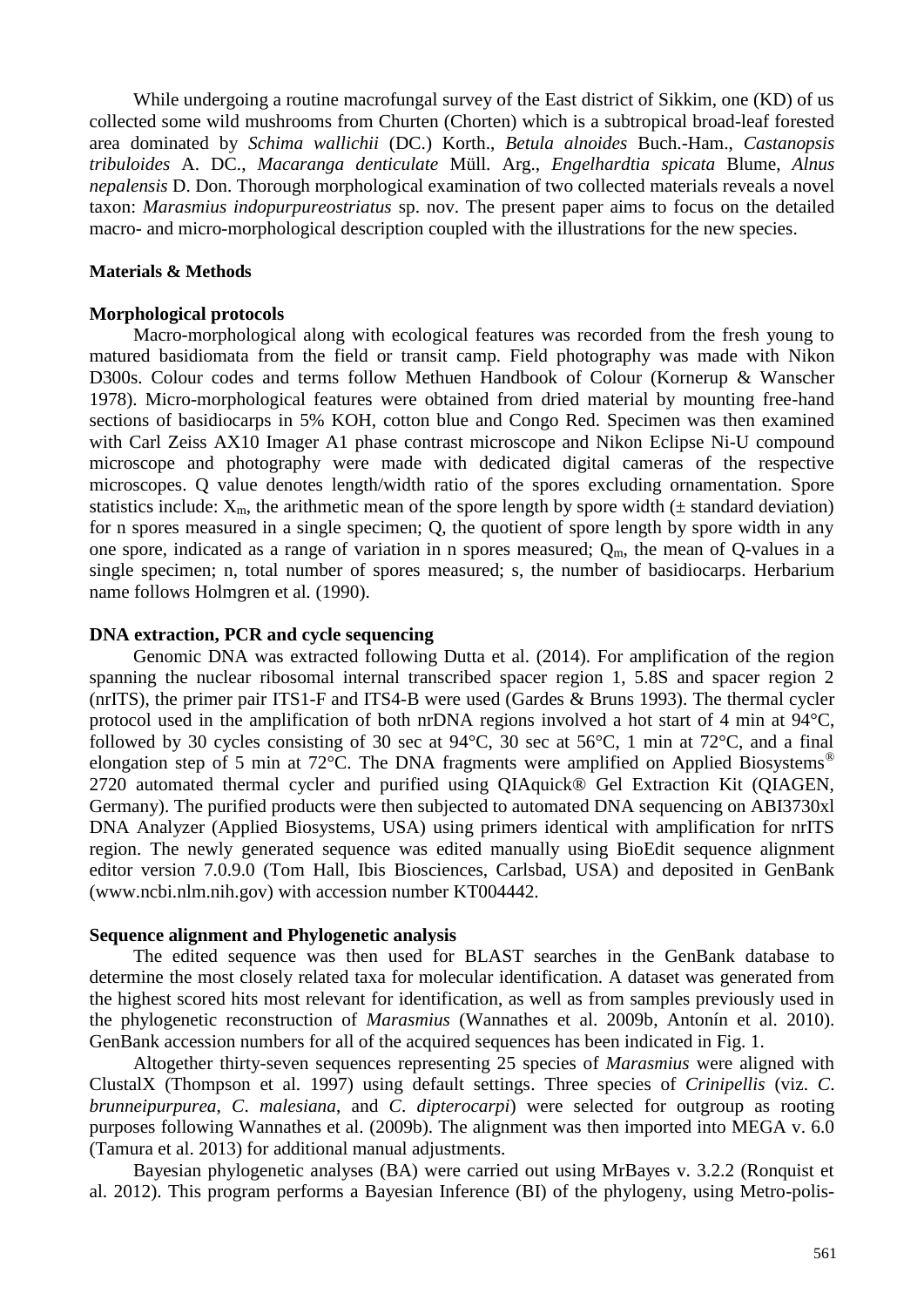While undergoing a routine macrofungal survey of the East district of Sikkim, one (KD) of us collected some wild mushrooms from Churten (Chorten) which is a subtropical broad-leaf forested area dominated by *Schima wallichii* (DC.) Korth., *Betula alnoides* Buch.-Ham., *Castanopsis tribuloides* A. DC., *Macaranga denticulate* Müll. Arg., *Engelhardtia spicata* Blume, *Alnus nepalensis* D. Don. Thorough morphological examination of two collected materials reveals a novel taxon: *Marasmius indopurpureostriatus* sp. nov. The present paper aims to focus on the detailed macro- and micro-morphological description coupled with the illustrations for the new species.

## Materials & Methods

### Morphological protocols

Macro-morphological along with ecological features was recorded from the fresh young to matured basidiomata from the field or transit camp. Field photography was made with Nikon D300s. Colour codes and terms follow Methuen Handbook of Colour (Kornerup & Wanscher 1978). Micro-morphological features were obtained from dried material by mounting free-hand sections of basidiocarps in 5% KOH, cotton blue and Congo Red. Specimen was then examined with Carl Zeiss AX10 Imager A1 phase contrast microscope and Nikon Eclipse Ni-U compound microscope and photography were made with dedicated digital cameras of the respective microscopes. Q value denotes length/width ratio of the spores excluding ornamentation. Spore statistics include: $X_m$, the arithmetic mean of the spore length by spore width (± standard deviation) for n spores measured in a single specimen; Q, the quotient of spore length by spore width in any one spore, indicated as a range of variation in n spores measured; $Q_m$, the mean of Q-values in a single specimen; n, total number of spores measured; s, the number of basidiocarps. Herbarium name follows Holmgren et al. (1990).

### DNA extraction, PCR and cycle sequencing

Genomic DNA was extracted following Dutta et al. (2014). For amplification of the region spanning the nuclear ribosomal internal transcribed spacer region 1, 5.8S and spacer region 2 (nrITS), the primer pair ITS1-F and ITS4-B were used (Gardes & Bruns 1993). The thermal cycler protocol used in the amplification of both nrDNA regions involved a hot start of 4 min at 94°C, followed by 30 cycles consisting of 30 sec at 94°C, 30 sec at 56°C, 1 min at 72°C, and a final elongation step of 5 min at 72°C. The DNA fragments were amplified on Applied Biosystems® 2720 automated thermal cycler and purified using QIAquick® Gel Extraction Kit (QIAGEN, Germany). The purified products were then subjected to automated DNA sequencing on ABI3730xl DNA Analyzer (Applied Biosystems, USA) using primers identical with amplification for nrITS region. The newly generated sequence was edited manually using BioEdit sequence alignment editor version 7.0.9.0 (Tom Hall, Ibis Biosciences, Carlsbad, USA) and deposited in GenBank (www.ncbi.nlm.nih.gov) with accession number KT004442.

### Sequence alignment and Phylogenetic analysis

The edited sequence was then used for BLAST searches in the GenBank database to determine the most closely related taxa for molecular identification. A dataset was generated from the highest scored hits most relevant for identification, as well as from samples previously used in the phylogenetic reconstruction of *Marasmius* (Wannathes et al. 2009b, Antonín et al. 2010). GenBank accession numbers for all of the acquired sequences has been indicated in Fig. 1.

Altogether thirty-seven sequences representing 25 species of *Marasmius* were aligned with ClustalX (Thompson et al. 1997) using default settings. Three species of *Crinipellis* (viz. *C. brunneipurpurea*, *C. malesiana*, and *C. dipterocarpi*) were selected for outgroup as rooting purposes following Wannathes et al. (2009b). The alignment was then imported into MEGA v. 6.0 (Tamura et al. 2013) for additional manual adjustments.

Bayesian phylogenetic analyses (BA) were carried out using MrBayes v. 3.2.2 (Ronquist et al. 2012). This program performs a Bayesian Inference (BI) of the phylogeny, using Metro-polis-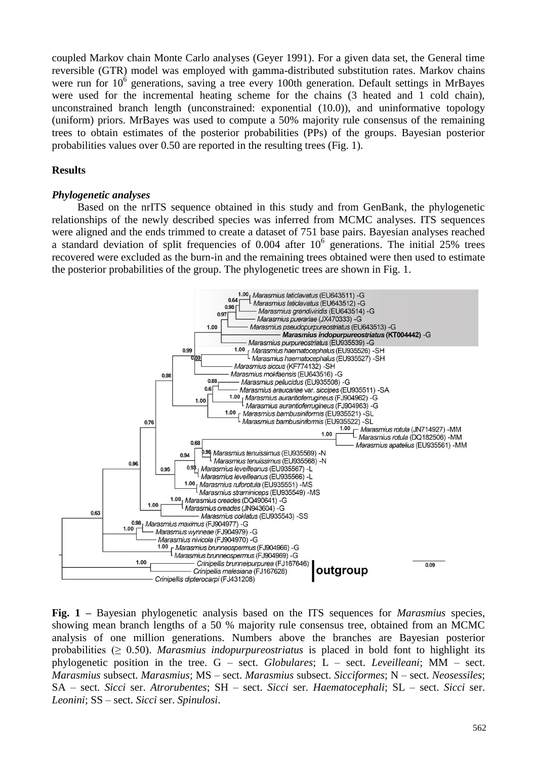coupled Markov chain Monte Carlo analyses (Geyer 1991). For a given data set, the General time reversible (GTR) model was employed with gamma-distributed substitution rates. Markov chains were run for $10^6$ generations, saving a tree every 100th generation. Default settings in MrBayes were used for the incremental heating scheme for the chains (3 heated and 1 cold chain), unconstrained branch length (unconstrained: exponential (10.0)), and uninformative topology (uniform) priors. MrBayes was used to compute a 50% majority rule consensus of the remaining trees to obtain estimates of the posterior probabilities (PPs) of the groups. Bayesian posterior probabilities values over 0.50 are reported in the resulting trees (Fig. 1).

## Results

### *Phylogenetic analyses*

Based on the nrITS sequence obtained in this study and from GenBank, the phylogenetic relationships of the newly described species was inferred from MCMC analyses. ITS sequences were aligned and the ends trimmed to create a dataset of 751 base pairs. Bayesian analyses reached a standard deviation of split frequencies of 0.004 after $10^6$ generations. The initial 25% trees recovered were excluded as the burn-in and the remaining trees obtained were then used to estimate the posterior probabilities of the group. The phylogenetic trees are shown in Fig. 1.

**Fig. 1** – Bayesian phylogenetic analysis based on the ITS sequences for *Marasmius* species, showing mean branch lengths of a 50 % majority rule consensus tree, obtained from an MCMC analysis of one million generations. Numbers above the branches are Bayesian posterior probabilities (≥ 0.50). *Marasmius indopurpureostriatus* is placed in bold font to highlight its phylogenetic position in the tree. G – sect. *Globulares*; L – sect. *Leveilleani*; MM – sect. *Marasmius* subsect. *Marasmius*; MS – sect. *Marasmius* subsect. *Sicciformes*; N – sect. *Neosessiles*; SA – sect. *Sicci* ser. *Atrorubentes*; SH – sect. *Sicci* ser. *Haematocephali*; SL – sect. *Sicci* ser. *Leonini*; SS – sect. *Sicci* ser. *Spinulosi*.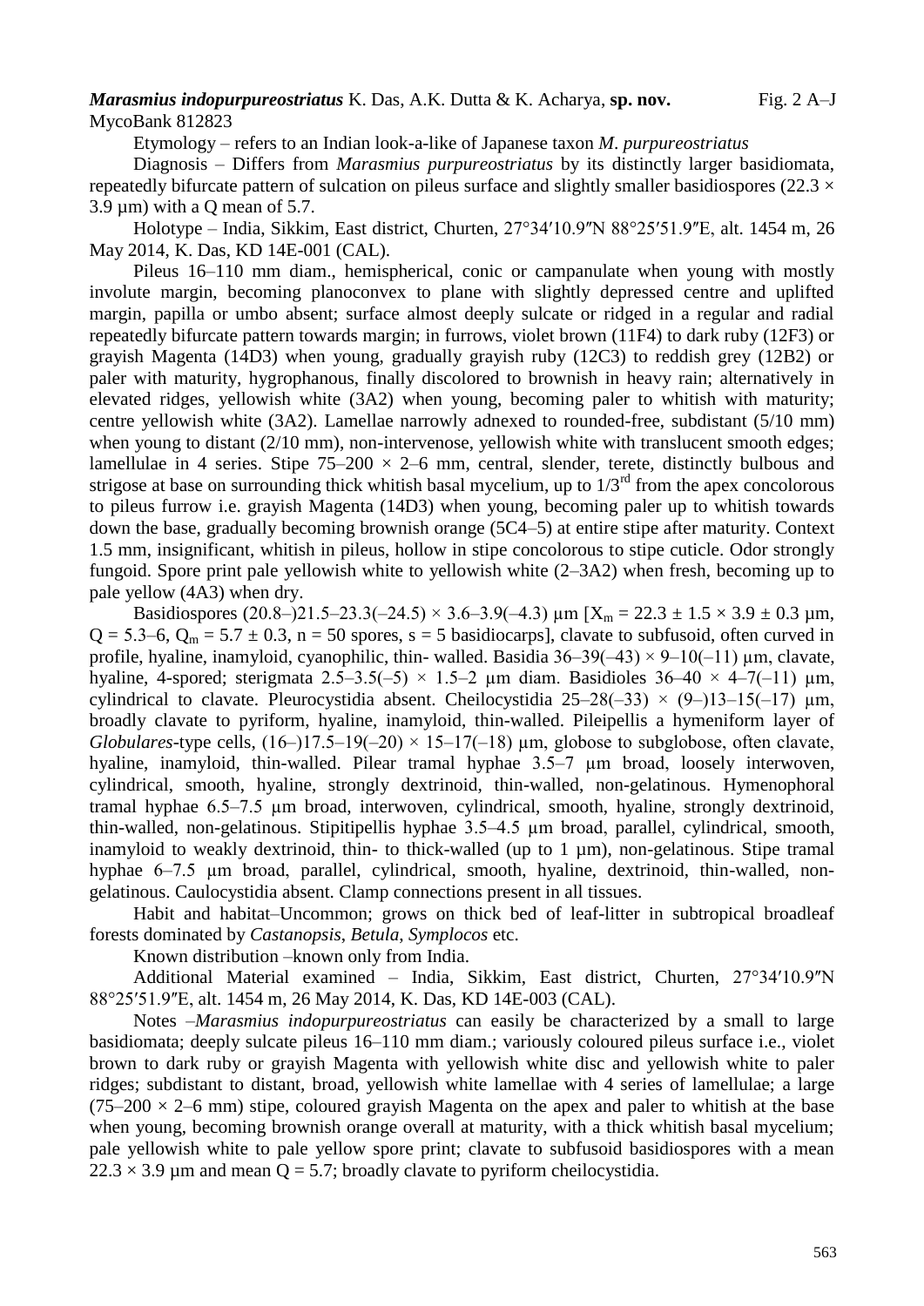***Marasmius indopurpureostriatus*** K. Das, A.K. Dutta & K. Acharya, **sp. nov.** Fig. 2 A–J

MycoBank 812823

Etymology – refers to an Indian look-a-like of Japanese taxon *M. purpureostriatus*

Diagnosis – Differs from *Marasmius purpureostriatus* by its distinctly larger basidiomata, repeatedly bifurcate pattern of sulcation on pileus surface and slightly smaller basidiospores (22.3 × 3.9 µm) with a Q mean of 5.7.

Holotype – India, Sikkim, East district, Churten, 27°34′10.9″N 88°25′51.9″E, alt. 1454 m, 26 May 2014, K. Das, KD 14E-001 (CAL).

Pileus 16–110 mm diam., hemispherical, conic or campanulate when young with mostly involute margin, becoming planoconvex to plane with slightly depressed centre and uplifted margin, papilla or umbo absent; surface almost deeply sulcate or ridged in a regular and radial repeatedly bifurcate pattern towards margin; in furrows, violet brown (11F4) to dark ruby (12F3) or grayish Magenta (14D3) when young, gradually grayish ruby (12C3) to reddish grey (12B2) or paler with maturity, hygrophanous, finally discolored to brownish in heavy rain; alternatively in elevated ridges, yellowish white (3A2) when young, becoming paler to whitish with maturity; centre yellowish white (3A2). Lamellae narrowly adnexed to rounded-free, subdistant (5/10 mm) when young to distant (2/10 mm), non-intervenose, yellowish white with translucent smooth edges; lamellulae in 4 series. Stipe 75–200 × 2–6 mm, central, slender, terete, distinctly bulbous and strigose at base on surrounding thick whitish basal mycelium, up to 1/3rd from the apex concolorous to pileus furrow i.e. grayish Magenta (14D3) when young, becoming paler up to whitish towards down the base, gradually becoming brownish orange (5C4–5) at entire stipe after maturity. Context 1.5 mm, insignificant, whitish in pileus, hollow in stipe concolorous to stipe cuticle. Odor strongly fungoid. Spore print pale yellowish white to yellowish white (2–3A2) when fresh, becoming up to pale yellow (4A3) when dry.

Basidiospores (20.8–)21.5–23.3(–24.5) × 3.6–3.9(–4.3) µm [$X_m$ = 22.3 ± 1.5 × 3.9 ± 0.3 µm, Q = 5.3–6, $Q_m$ = 5.7 ± 0.3, n = 50 spores, s = 5 basidiocarps], clavate to subfusoid, often curved in profile, hyaline, inamyloid, cyanophilic, thin- walled. Basidia 36–39(–43) × 9–10(–11) µm, clavate, hyaline, 4-spored; sterigmata 2.5–3.5(–5) × 1.5–2 µm diam. Basidioles 36–40 × 4–7(–11) µm, cylindrical to clavate. Pleurocystidia absent. Cheilocystidia 25–28(–33) × (9–)13–15(–17) µm, broadly clavate to pyriform, hyaline, inamyloid, thin-walled. Pileipellis a hymeniform layer of *Globulares*-type cells, (16–)17.5–19(–20) × 15–17(–18) µm, globose to subglobose, often clavate, hyaline, inamyloid, thin-walled. Pilear tramal hyphae 3.5–7 µm broad, loosely interwoven, cylindrical, smooth, hyaline, strongly dextrinoid, thin-walled, non-gelatinous. Hymenophoral tramal hyphae 6.5–7.5 µm broad, interwoven, cylindrical, smooth, hyaline, strongly dextrinoid, thin-walled, non-gelatinous. Stipitipellis hyphae 3.5–4.5 µm broad, parallel, cylindrical, smooth, inamyloid to weakly dextrinoid, thin- to thick-walled (up to 1 µm), non-gelatinous. Stipe tramal hyphae 6–7.5 µm broad, parallel, cylindrical, smooth, hyaline, dextrinoid, thin-walled, non-gelatinous. Caulocystidia absent. Clamp connections present in all tissues.

Habit and habitat–Uncommon; grows on thick bed of leaf-litter in subtropical broadleaf forests dominated by *Castanopsis*, *Betula*, *Symplocos* etc.

Known distribution –known only from India.

Additional Material examined – India, Sikkim, East district, Churten, 27°34′10.9″N 88°25′51.9″E, alt. 1454 m, 26 May 2014, K. Das, KD 14E-003 (CAL).

Notes –*Marasmius indopurpureostriatus* can easily be characterized by a small to large basidiomata; deeply sulcate pileus 16–110 mm diam.; variously coloured pileus surface i.e., violet brown to dark ruby or grayish Magenta with yellowish white disc and yellowish white to paler ridges; subdistant to distant, broad, yellowish white lamellae with 4 series of lamellulae; a large (75–200 × 2–6 mm) stipe, coloured grayish Magenta on the apex and paler to whitish at the base when young, becoming brownish orange overall at maturity, with a thick whitish basal mycelium; pale yellowish white to pale yellow spore print; clavate to subfusoid basidiospores with a mean 22.3 × 3.9 µm and mean Q = 5.7; broadly clavate to pyriform cheilocystidia.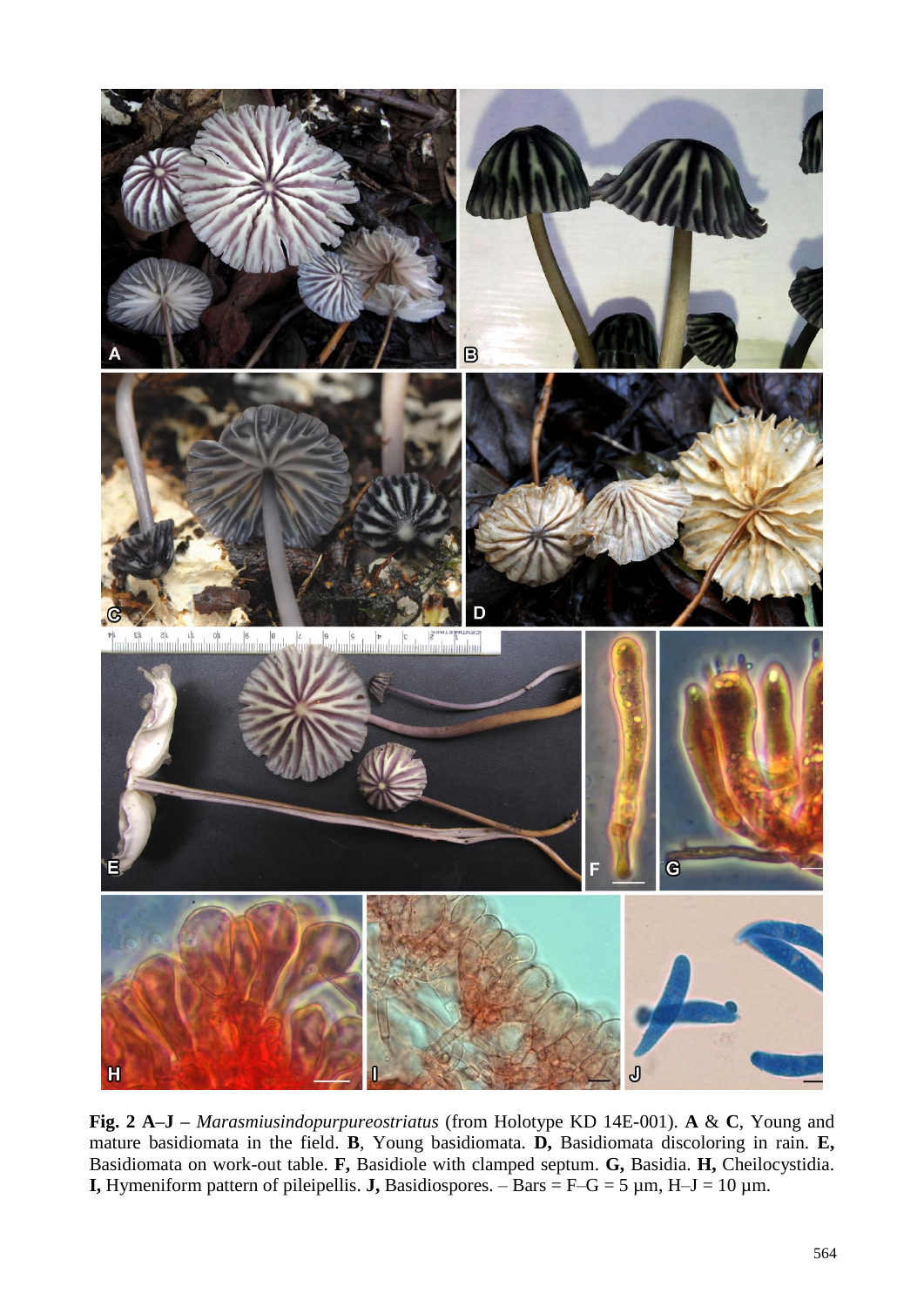**Fig. 2 A–J** – *Marasmiusindopurpureostriatus* (from Holotype KD 14E-001). **A** & **C**, Young and mature basidiomata in the field. **B**, Young basidiomata. **D,** Basidiomata discoloring in rain. **E,** Basidiomata on work-out table. **F,** Basidiole with clamped septum. **G,** Basidia. **H,** Cheilocystidia. **I,** Hymeniform pattern of pileipellis. **J,** Basidiospores. – Bars = F–G = 5 µm, H–J = 10 µm.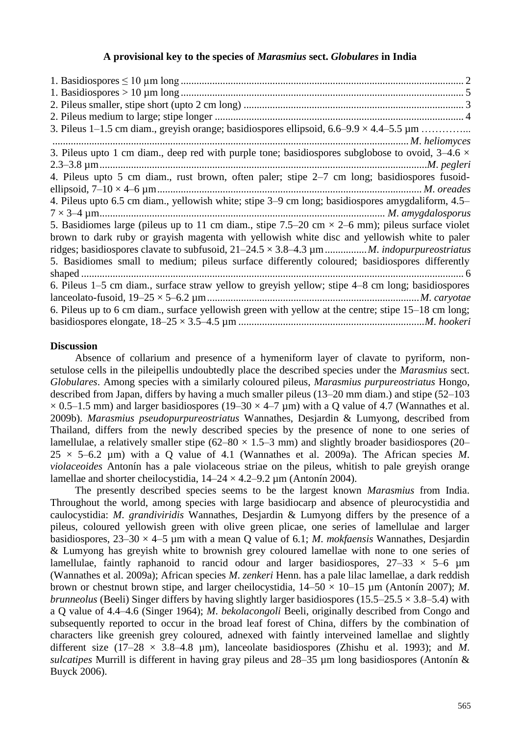**A provisional key to the species of *Marasmius* sect. *Globulares* in India**

1. Basidiospores ≤ 10 µm long ........................................................................................................... 2
1. Basidiospores > 10 µm long ........................................................................................................... 5
2. Pileus smaller, stipe short (upto 2 cm long) ................................................................................... 3
2. Pileus medium to large; stipe longer .............................................................................................. 4
3. Pileus 1–1.5 cm diam., greyish orange; basidiospores ellipsoid, 6.6–9.9 × 4.4–5.5 µm ………….. ......................................................................................................................... *M. heliomyces*
3. Pileus upto 1 cm diam., deep red with purple tone; basidiospores subglobose to ovoid, 3–4.6 × 2.3–3.8 µm ........................................................................................................................... *M. pegleri*
4. Pileus upto 5 cm diam., rust brown, often paler; stipe 2–7 cm long; basidiospores fusoid-ellipsoid, 7–10 × 4–6 µm .................................................................................................... *M. oreades*
4. Pileus upto 6.5 cm diam., yellowish white; stipe 3–9 cm long; basidiospores amygdaliform, 4.5–7 × 3–4 µm ........................................................................................................... *M. amygdalosporus*
5. Basidiomes large (pileus up to 11 cm diam., stipe 7.5–20 cm × 2–6 mm); pileus surface violet brown to dark ruby or grayish magenta with yellowish white disc and yellowish white to paler ridges; basidiospores clavate to subfusoid, 21–24.5 × 3.8–4.3 µm ................ *M. indopurpureostriatus*
5. Basidiomes small to medium; pileus surface differently coloured; basidiospores differently shaped ................................................................................................................................ 6
6. Pileus 1–5 cm diam., surface straw yellow to greyish yellow; stipe 4–8 cm long; basidiospores lanceolato-fusoid, 19–25 × 5–6.2 µm ................................................................................ *M. caryotae*
6. Pileus up to 6 cm diam., surface yellowish green with yellow at the centre; stipe 15–18 cm long; basidiospores elongate, 18–25 × 3.5–4.5 µm ...................................................................... *M. hookeri*

## Discussion

Absence of collarium and presence of a hymeniform layer of clavate to pyriform, non-setulose cells in the pileipellis undoubtedly place the described species under the *Marasmius* sect. *Globulares*. Among species with a similarly coloured pileus, *Marasmius purpureostriatus* Hongo, described from Japan, differs by having a much smaller pileus (13–20 mm diam.) and stipe (52–103 × 0.5–1.5 mm) and larger basidiospores (19–30 × 4–7 µm) with a Q value of 4.7 (Wannathes et al. 2009b). *Marasmius pseudopurpureostriatus* Wannathes, Desjardin & Lumyong, described from Thailand, differs from the newly described species by the presence of none to one series of lamellulae, a relatively smaller stipe (62–80 × 1.5–3 mm) and slightly broader basidiospores (20–25 × 5–6.2 µm) with a Q value of 4.1 (Wannathes et al. 2009a). The African species *M. violaceoides* Antonín has a pale violaceous striae on the pileus, whitish to pale greyish orange lamellae and shorter cheilocystidia, 14–24 × 4.2–9.2 µm (Antonín 2004).

The presently described species seems to be the largest known *Marasmius* from India. Throughout the world, among species with large basidiocarp and absence of pleurocystidia and caulocystidia: *M. grandiviridis* Wannathes, Desjardin & Lumyong differs by the presence of a pileus, coloured yellowish green with olive green plicae, one series of lamellulae and larger basidiospores, 23–30 × 4–5 µm with a mean Q value of 6.1; *M. mokfaensis* Wannathes, Desjardin & Lumyong has greyish white to brownish grey coloured lamellae with none to one series of lamellulae, faintly raphanoid to rancid odour and larger basidiospores, 27–33 × 5–6 µm (Wannathes et al. 2009a); African species *M. zenkeri* Henn. has a pale lilac lamellae, a dark reddish brown or chestnut brown stipe, and larger cheilocystidia, 14–50 × 10–15 µm (Antonín 2007); *M. brunneolus* (Beeli) Singer differs by having slightly larger basidiospores (15.5–25.5 × 3.8–5.4) with a Q value of 4.4–4.6 (Singer 1964); *M. bekolacongoli* Beeli, originally described from Congo and subsequently reported to occur in the broad leaf forest of China, differs by the combination of characters like greenish grey coloured, adnexed with faintly interveined lamellae and slightly different size (17–28 × 3.8–4.8 µm), lanceolate basidiospores (Zhishu et al. 1993); and *M. sulcatipes* Murrill is different in having gray pileus and 28–35 µm long basidiospores (Antonín & Buyck 2006).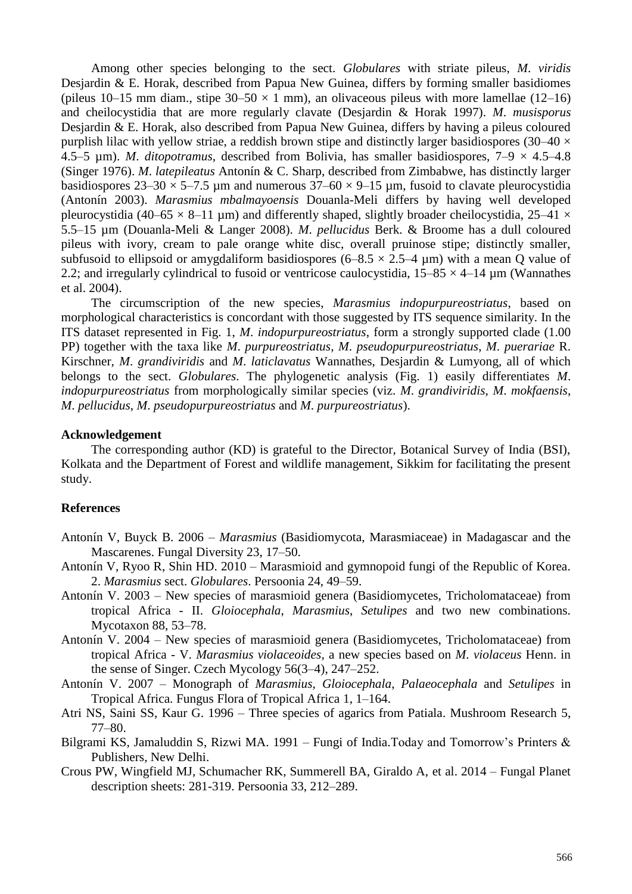Among other species belonging to the sect. *Globulares* with striate pileus, *M*. *viridis* Desjardin & E. Horak, described from Papua New Guinea, differs by forming smaller basidiomes (pileus 10–15 mm diam., stipe 30–50 × 1 mm), an olivaceous pileus with more lamellae (12–16) and cheilocystidia that are more regularly clavate (Desjardin & Horak 1997). *M*. *musisporus* Desjardin & E. Horak, also described from Papua New Guinea, differs by having a pileus coloured purplish lilac with yellow striae, a reddish brown stipe and distinctly larger basidiospores (30–40 × 4.5–5 µm). *M*. *ditopotramus*, described from Bolivia, has smaller basidiospores, 7–9 × 4.5–4.8 (Singer 1976). *M*. *latepileatus* Antonín & C. Sharp, described from Zimbabwe, has distinctly larger basidiospores 23–30 × 5–7.5 µm and numerous 37–60 × 9–15 µm, fusoid to clavate pleurocystidia (Antonín 2003). *Marasmius mbalmayoensis* Douanla-Meli differs by having well developed pleurocystidia (40–65 × 8–11 µm) and differently shaped, slightly broader cheilocystidia, 25–41 × 5.5–15 µm (Douanla-Meli & Langer 2008). *M*. *pellucidus* Berk. & Broome has a dull coloured pileus with ivory, cream to pale orange white disc, overall pruinose stipe; distinctly smaller, subfusoid to ellipsoid or amygdaliform basidiospores (6–8.5 × 2.5–4 µm) with a mean Q value of 2.2; and irregularly cylindrical to fusoid or ventricose caulocystidia, 15–85 × 4–14 µm (Wannathes et al. 2004).

The circumscription of the new species, *Marasmius indopurpureostriatus*, based on morphological characteristics is concordant with those suggested by ITS sequence similarity. In the ITS dataset represented in Fig. 1, *M*. *indopurpureostriatus*, form a strongly supported clade (1.00 PP) together with the taxa like *M*. *purpureostriatus*, *M*. *pseudopurpureostriatus*, *M*. *puerariae* R. Kirschner, *M*. *grandiviridis* and *M*. *laticlavatus* Wannathes, Desjardin & Lumyong, all of which belongs to the sect. *Globulares*. The phylogenetic analysis (Fig. 1) easily differentiates *M*. *indopurpureostriatus* from morphologically similar species (viz. *M*. *grandiviridis*, *M*. *mokfaensis*, *M*. *pellucidus*, *M*. *pseudopurpureostriatus* and *M*. *purpureostriatus*).

## Acknowledgement

The corresponding author (KD) is grateful to the Director, Botanical Survey of India (BSI), Kolkata and the Department of Forest and wildlife management, Sikkim for facilitating the present study.

## References

Antonín V, Buyck B. 2006 – *Marasmius* (Basidiomycota, Marasmiaceae) in Madagascar and the Mascarenes. Fungal Diversity 23, 17–50.

Antonín V, Ryoo R, Shin HD. 2010 – Marasmioid and gymnopoid fungi of the Republic of Korea. 2. *Marasmius* sect. *Globulares*. Persoonia 24, 49–59.

Antonín V. 2003 – New species of marasmioid genera (Basidiomycetes, Tricholomataceae) from tropical Africa - II. *Gloiocephala*, *Marasmius*, *Setulipes* and two new combinations. Mycotaxon 88, 53–78.

Antonín V. 2004 – New species of marasmioid genera (Basidiomycetes, Tricholomataceae) from tropical Africa - V. *Marasmius violaceoides*, a new species based on *M*. *violaceus* Henn. in the sense of Singer. Czech Mycology 56(3–4), 247–252.

Antonín V. 2007 – Monograph of *Marasmius*, *Gloiocephala*, *Palaeocephala* and *Setulipes* in Tropical Africa. Fungus Flora of Tropical Africa 1, 1–164.

Atri NS, Saini SS, Kaur G. 1996 – Three species of agarics from Patiala. Mushroom Research 5, 77–80.

Bilgrami KS, Jamaluddin S, Rizwi MA. 1991 – Fungi of India.Today and Tomorrow's Printers & Publishers, New Delhi.

Crous PW, Wingfield MJ, Schumacher RK, Summerell BA, Giraldo A, et al. 2014 – Fungal Planet description sheets: 281-319. Persoonia 33, 212–289.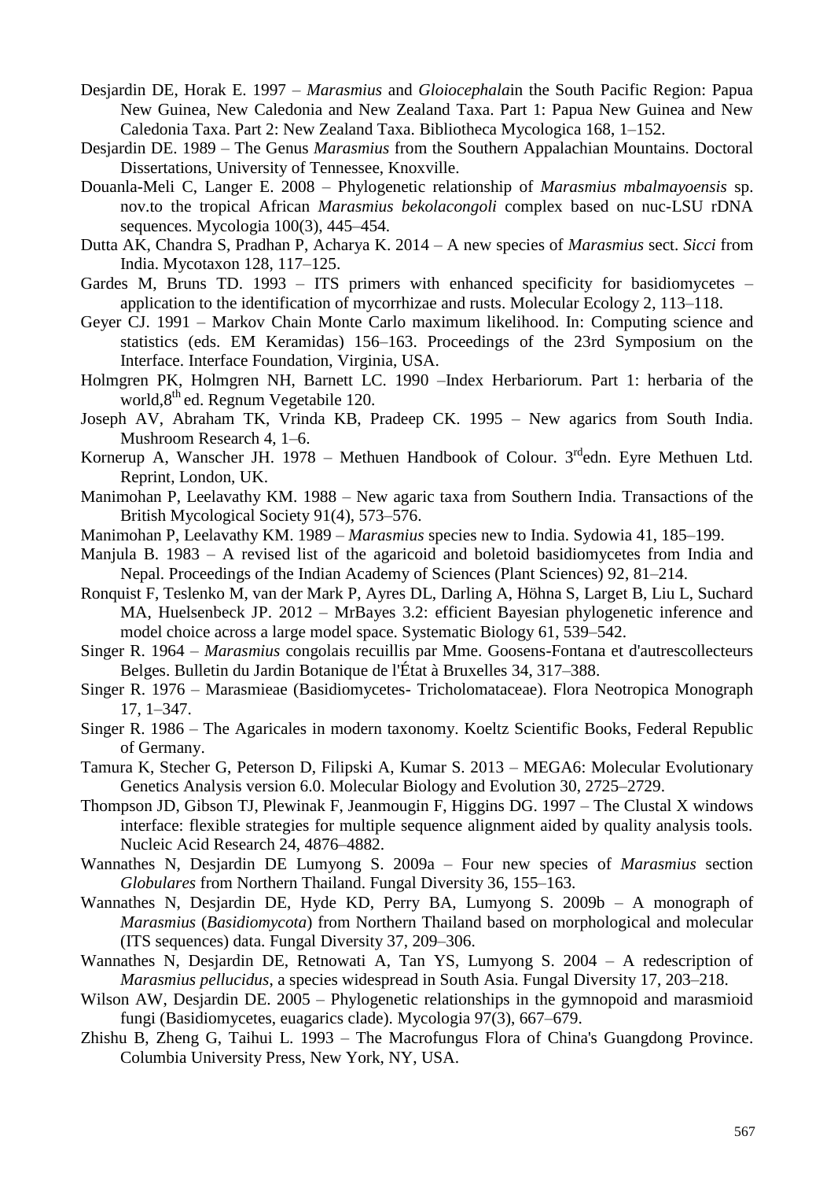Desjardin DE, Horak E. 1997 – *Marasmius* and *Gloiocephala*in the South Pacific Region: Papua New Guinea, New Caledonia and New Zealand Taxa. Part 1: Papua New Guinea and New Caledonia Taxa. Part 2: New Zealand Taxa. Bibliotheca Mycologica 168, 1–152.

Desjardin DE. 1989 – The Genus *Marasmius* from the Southern Appalachian Mountains. Doctoral Dissertations, University of Tennessee, Knoxville.

Douanla-Meli C, Langer E. 2008 – Phylogenetic relationship of *Marasmius mbalmayoensis* sp. nov.to the tropical African *Marasmius bekolacongoli* complex based on nuc-LSU rDNA sequences. Mycologia 100(3), 445–454.

Dutta AK, Chandra S, Pradhan P, Acharya K. 2014 – A new species of *Marasmius* sect. *Sicci* from India. Mycotaxon 128, 117–125.

Gardes M, Bruns TD. 1993 – ITS primers with enhanced specificity for basidiomycetes – application to the identification of mycorrhizae and rusts. Molecular Ecology 2, 113–118.

Geyer CJ. 1991 – Markov Chain Monte Carlo maximum likelihood. In: Computing science and statistics (eds. EM Keramidas) 156–163. Proceedings of the 23rd Symposium on the Interface. Interface Foundation, Virginia, USA.

Holmgren PK, Holmgren NH, Barnett LC. 1990 –Index Herbariorum. Part 1: herbaria of the world,8th ed. Regnum Vegetabile 120.

Joseph AV, Abraham TK, Vrinda KB, Pradeep CK. 1995 – New agarics from South India. Mushroom Research 4, 1–6.

Kornerup A, Wanscher JH. 1978 – Methuen Handbook of Colour. 3rdedn. Eyre Methuen Ltd. Reprint, London, UK.

Manimohan P, Leelavathy KM. 1988 – New agaric taxa from Southern India. Transactions of the British Mycological Society 91(4), 573–576.

Manimohan P, Leelavathy KM. 1989 – *Marasmius* species new to India. Sydowia 41, 185–199.

Manjula B. 1983 – A revised list of the agaricoid and boletoid basidiomycetes from India and Nepal. Proceedings of the Indian Academy of Sciences (Plant Sciences) 92, 81–214.

Ronquist F, Teslenko M, van der Mark P, Ayres DL, Darling A, Höhna S, Larget B, Liu L, Suchard MA, Huelsenbeck JP. 2012 – MrBayes 3.2: efficient Bayesian phylogenetic inference and model choice across a large model space. Systematic Biology 61, 539–542.

Singer R. 1964 – *Marasmius* congolais recuillis par Mme. Goosens-Fontana et d'autrescollecteurs Belges. Bulletin du Jardin Botanique de l'État à Bruxelles 34, 317–388.

Singer R. 1976 – Marasmieae (Basidiomycetes- Tricholomataceae). Flora Neotropica Monograph 17, 1–347.

Singer R. 1986 – The Agaricales in modern taxonomy. Koeltz Scientific Books, Federal Republic of Germany.

Tamura K, Stecher G, Peterson D, Filipski A, Kumar S. 2013 – MEGA6: Molecular Evolutionary Genetics Analysis version 6.0. Molecular Biology and Evolution 30, 2725–2729.

Thompson JD, Gibson TJ, Plewinak F, Jeanmougin F, Higgins DG. 1997 – The Clustal X windows interface: flexible strategies for multiple sequence alignment aided by quality analysis tools. Nucleic Acid Research 24, 4876–4882.

Wannathes N, Desjardin DE Lumyong S. 2009a – Four new species of *Marasmius* section *Globulares* from Northern Thailand. Fungal Diversity 36, 155–163.

Wannathes N, Desjardin DE, Hyde KD, Perry BA, Lumyong S. 2009b – A monograph of *Marasmius* (*Basidiomycota*) from Northern Thailand based on morphological and molecular (ITS sequences) data. Fungal Diversity 37, 209–306.

Wannathes N, Desjardin DE, Retnowati A, Tan YS, Lumyong S. 2004 – A redescription of *Marasmius pellucidus*, a species widespread in South Asia. Fungal Diversity 17, 203–218.

Wilson AW, Desjardin DE. 2005 – Phylogenetic relationships in the gymnopoid and marasmioid fungi (Basidiomycetes, euagarics clade). Mycologia 97(3), 667–679.

Zhishu B, Zheng G, Taihui L. 1993 – The Macrofungus Flora of China's Guangdong Province. Columbia University Press, New York, NY, USA.